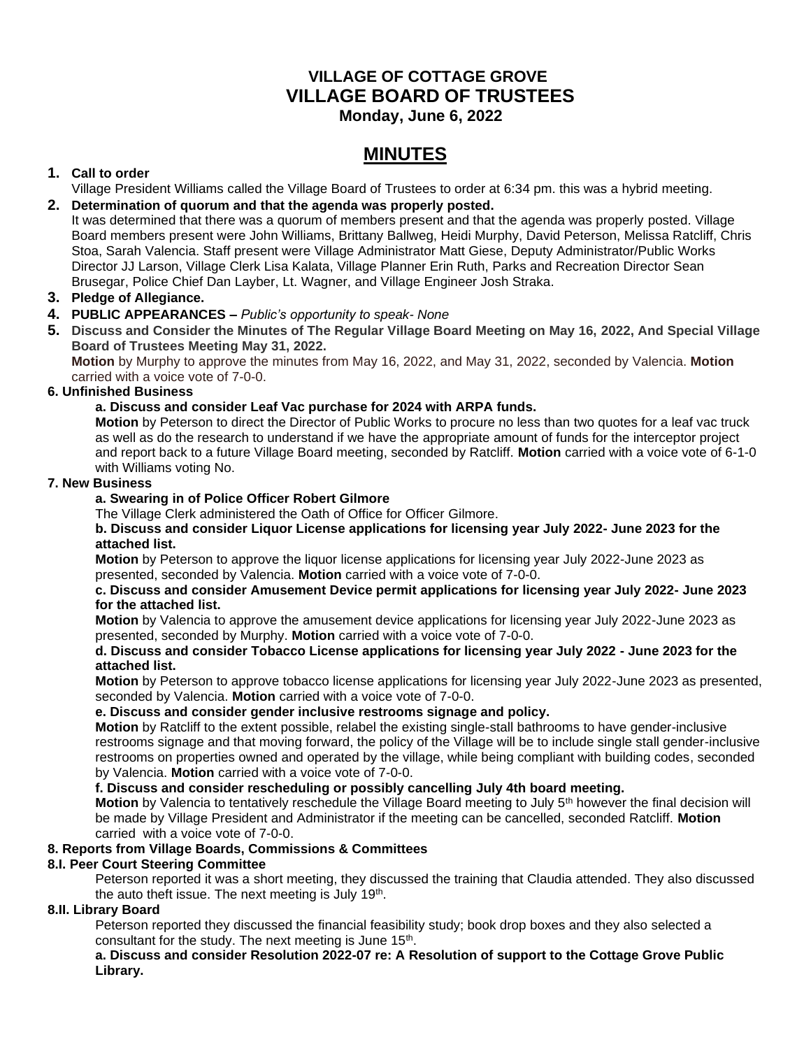# VILLAGE OF COTTAGE GROVE
# VILLAGE BOARD OF TRUSTEES
**Monday, June 6, 2022**

## MINUTES

**1. Call to order**

Village President Williams called the Village Board of Trustees to order at 6:34 pm. this was a hybrid meeting.

**2. Determination of quorum and that the agenda was properly posted.**

It was determined that there was a quorum of members present and that the agenda was properly posted. Village Board members present were John Williams, Brittany Ballweg, Heidi Murphy, David Peterson, Melissa Ratcliff, Chris Stoa, Sarah Valencia. Staff present were Village Administrator Matt Giese, Deputy Administrator/Public Works Director JJ Larson, Village Clerk Lisa Kalata, Village Planner Erin Ruth, Parks and Recreation Director Sean Brusegar, Police Chief Dan Layber, Lt. Wagner, and Village Engineer Josh Straka.

**3. Pledge of Allegiance.**

**4. PUBLIC APPEARANCES –** *Public's opportunity to speak- None*

**5. Discuss and Consider the Minutes of The Regular Village Board Meeting on May 16, 2022, And Special Village Board of Trustees Meeting May 31, 2022.**

**Motion** by Murphy to approve the minutes from May 16, 2022, and May 31, 2022, seconded by Valencia. **Motion** carried with a voice vote of 7-0-0.

**6. Unfinished Business**

**a. Discuss and consider Leaf Vac purchase for 2024 with ARPA funds.**

**Motion** by Peterson to direct the Director of Public Works to procure no less than two quotes for a leaf vac truck as well as do the research to understand if we have the appropriate amount of funds for the interceptor project and report back to a future Village Board meeting, seconded by Ratcliff. **Motion** carried with a voice vote of 6-1-0 with Williams voting No.

**7. New Business**

**a. Swearing in of Police Officer Robert Gilmore**

The Village Clerk administered the Oath of Office for Officer Gilmore.

**b. Discuss and consider Liquor License applications for licensing year July 2022- June 2023 for the attached list.**

**Motion** by Peterson to approve the liquor license applications for licensing year July 2022-June 2023 as presented, seconded by Valencia. **Motion** carried with a voice vote of 7-0-0.

**c. Discuss and consider Amusement Device permit applications for licensing year July 2022- June 2023 for the attached list.**

**Motion** by Valencia to approve the amusement device applications for licensing year July 2022-June 2023 as presented, seconded by Murphy. **Motion** carried with a voice vote of 7-0-0.

**d. Discuss and consider Tobacco License applications for licensing year July 2022 - June 2023 for the attached list.**

**Motion** by Peterson to approve tobacco license applications for licensing year July 2022-June 2023 as presented, seconded by Valencia. **Motion** carried with a voice vote of 7-0-0.

**e. Discuss and consider gender inclusive restrooms signage and policy.**

**Motion** by Ratcliff to the extent possible, relabel the existing single-stall bathrooms to have gender-inclusive restrooms signage and that moving forward, the policy of the Village will be to include single stall gender-inclusive restrooms on properties owned and operated by the village, while being compliant with building codes, seconded by Valencia. **Motion** carried with a voice vote of 7-0-0.

**f. Discuss and consider rescheduling or possibly cancelling July 4th board meeting.**

**Motion** by Valencia to tentatively reschedule the Village Board meeting to July 5th however the final decision will be made by Village President and Administrator if the meeting can be cancelled, seconded Ratcliff. **Motion** carried with a voice vote of 7-0-0.

**8. Reports from Village Boards, Commissions & Committees**

**8.I. Peer Court Steering Committee**

Peterson reported it was a short meeting, they discussed the training that Claudia attended. They also discussed the auto theft issue. The next meeting is July 19th.

**8.II. Library Board**

Peterson reported they discussed the financial feasibility study; book drop boxes and they also selected a consultant for the study. The next meeting is June 15th.

**a. Discuss and consider Resolution 2022-07 re: A Resolution of support to the Cottage Grove Public Library.**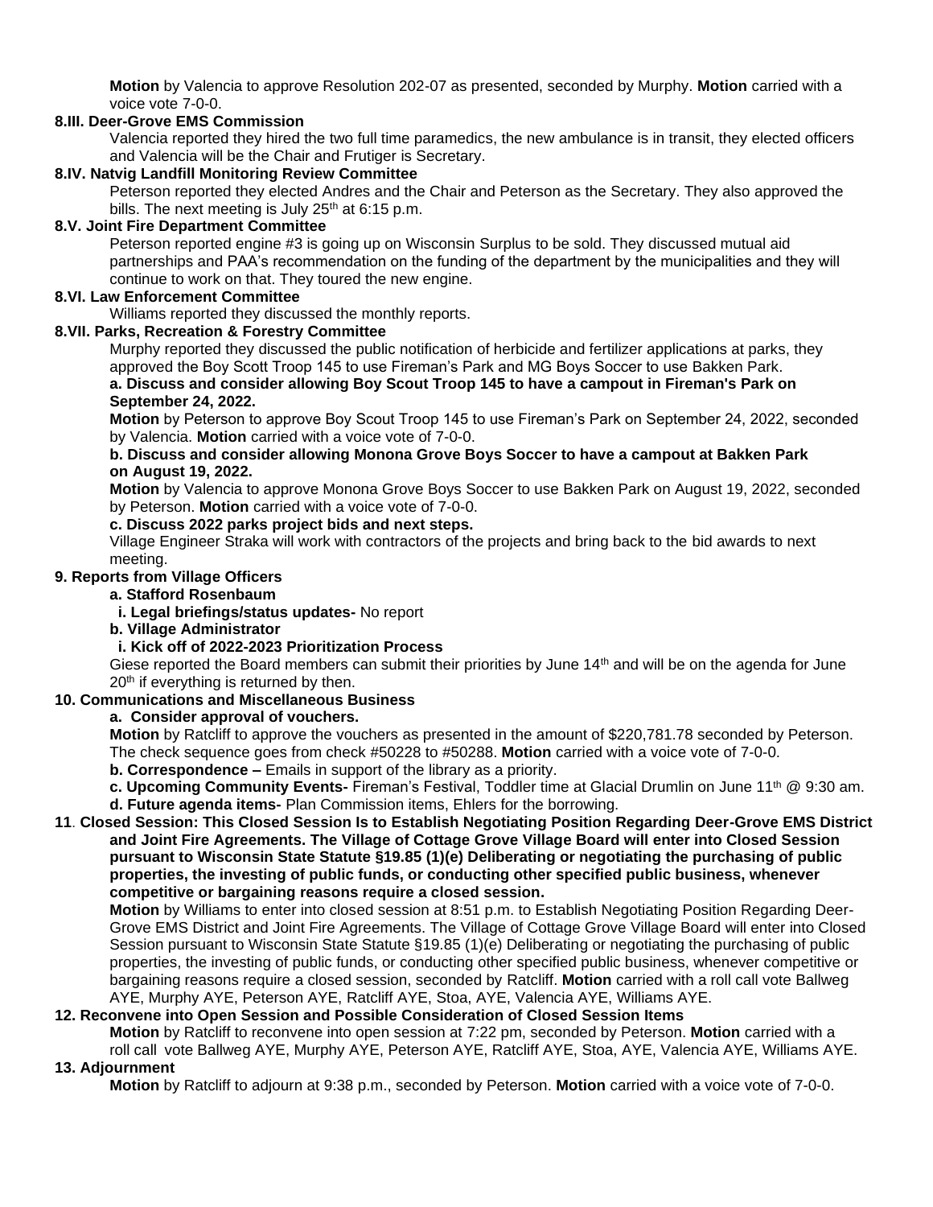**Motion** by Valencia to approve Resolution 202-07 as presented, seconded by Murphy. **Motion** carried with a voice vote 7-0-0.

**8.III. Deer-Grove EMS Commission**

Valencia reported they hired the two full time paramedics, the new ambulance is in transit, they elected officers and Valencia will be the Chair and Frutiger is Secretary.

**8.IV. Natvig Landfill Monitoring Review Committee**

Peterson reported they elected Andres and the Chair and Peterson as the Secretary. They also approved the bills. The next meeting is July 25th at 6:15 p.m.

**8.V. Joint Fire Department Committee**

Peterson reported engine #3 is going up on Wisconsin Surplus to be sold. They discussed mutual aid partnerships and PAA's recommendation on the funding of the department by the municipalities and they will continue to work on that. They toured the new engine.

**8.VI. Law Enforcement Committee**

Williams reported they discussed the monthly reports.

**8.VII. Parks, Recreation & Forestry Committee**

Murphy reported they discussed the public notification of herbicide and fertilizer applications at parks, they approved the Boy Scott Troop 145 to use Fireman's Park and MG Boys Soccer to use Bakken Park.

**a. Discuss and consider allowing Boy Scout Troop 145 to have a campout in Fireman's Park on September 24, 2022.**

**Motion** by Peterson to approve Boy Scout Troop 145 to use Fireman's Park on September 24, 2022, seconded by Valencia. **Motion** carried with a voice vote of 7-0-0.

**b. Discuss and consider allowing Monona Grove Boys Soccer to have a campout at Bakken Park on August 19, 2022.**

**Motion** by Valencia to approve Monona Grove Boys Soccer to use Bakken Park on August 19, 2022, seconded by Peterson. **Motion** carried with a voice vote of 7-0-0.

**c. Discuss 2022 parks project bids and next steps.**

Village Engineer Straka will work with contractors of the projects and bring back to the bid awards to next meeting.

**9. Reports from Village Officers**

**a. Stafford Rosenbaum**

**i. Legal briefings/status updates-** No report

**b. Village Administrator**

**i. Kick off of 2022-2023 Prioritization Process**

Giese reported the Board members can submit their priorities by June 14th and will be on the agenda for June 20th if everything is returned by then.

**10. Communications and Miscellaneous Business**

**a. Consider approval of vouchers.**

**Motion** by Ratcliff to approve the vouchers as presented in the amount of $220,781.78 seconded by Peterson. The check sequence goes from check #50228 to #50288. **Motion** carried with a voice vote of 7-0-0.

**b. Correspondence –** Emails in support of the library as a priority.

**c. Upcoming Community Events-** Fireman's Festival, Toddler time at Glacial Drumlin on June 11th @ 9:30 am.

**d. Future agenda items-** Plan Commission items, Ehlers for the borrowing.

**11. Closed Session: This Closed Session Is to Establish Negotiating Position Regarding Deer-Grove EMS District and Joint Fire Agreements. The Village of Cottage Grove Village Board will enter into Closed Session pursuant to Wisconsin State Statute §19.85 (1)(e) Deliberating or negotiating the purchasing of public properties, the investing of public funds, or conducting other specified public business, whenever competitive or bargaining reasons require a closed session.**

**Motion** by Williams to enter into closed session at 8:51 p.m. to Establish Negotiating Position Regarding Deer-Grove EMS District and Joint Fire Agreements. The Village of Cottage Grove Village Board will enter into Closed Session pursuant to Wisconsin State Statute §19.85 (1)(e) Deliberating or negotiating the purchasing of public properties, the investing of public funds, or conducting other specified public business, whenever competitive or bargaining reasons require a closed session, seconded by Ratcliff. **Motion** carried with a roll call vote Ballweg AYE, Murphy AYE, Peterson AYE, Ratcliff AYE, Stoa, AYE, Valencia AYE, Williams AYE.

**12. Reconvene into Open Session and Possible Consideration of Closed Session Items**

**Motion** by Ratcliff to reconvene into open session at 7:22 pm, seconded by Peterson. **Motion** carried with a roll call vote Ballweg AYE, Murphy AYE, Peterson AYE, Ratcliff AYE, Stoa, AYE, Valencia AYE, Williams AYE.

**13. Adjournment**

**Motion** by Ratcliff to adjourn at 9:38 p.m., seconded by Peterson. **Motion** carried with a voice vote of 7-0-0.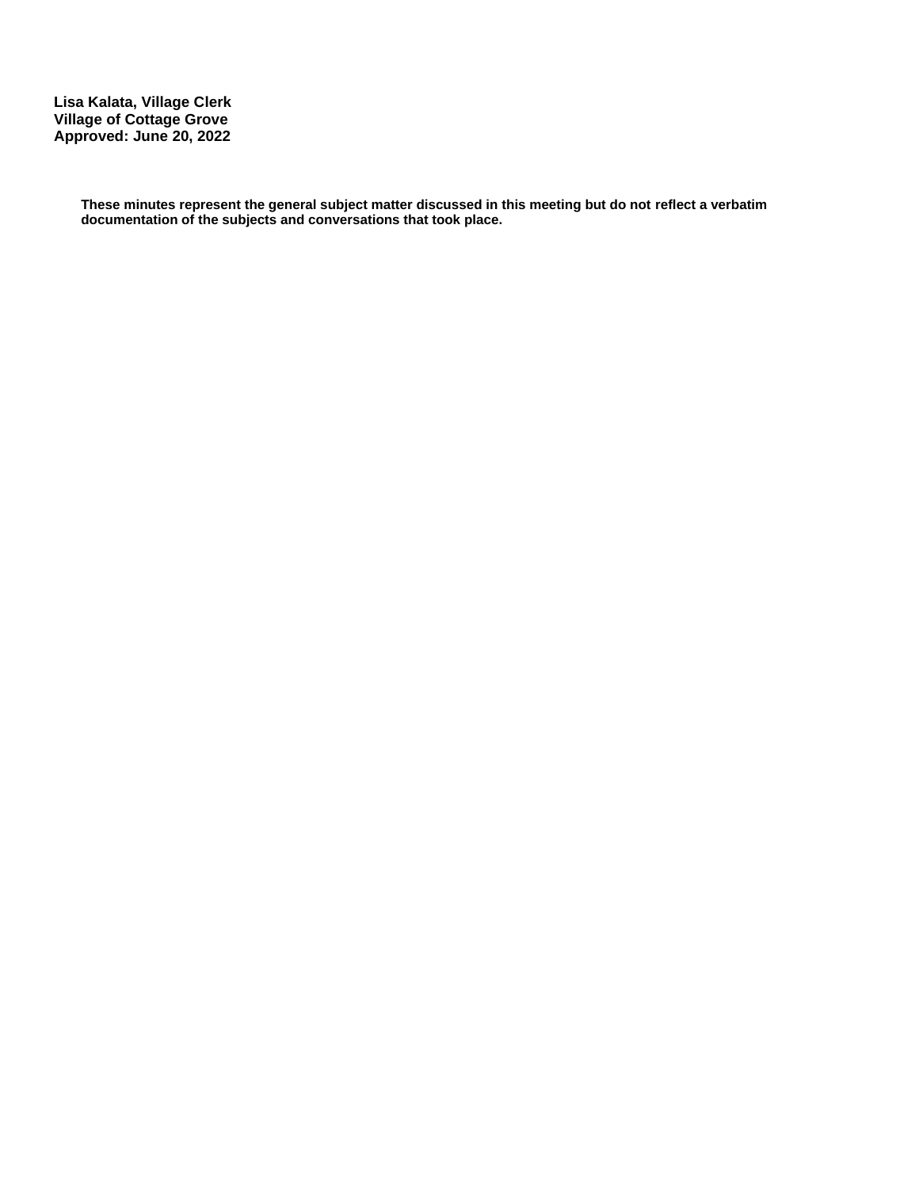**Lisa Kalata, Village Clerk**
**Village of Cottage Grove**
**Approved: June 20, 2022**

**These minutes represent the general subject matter discussed in this meeting but do not reflect a verbatim documentation of the subjects and conversations that took place.**